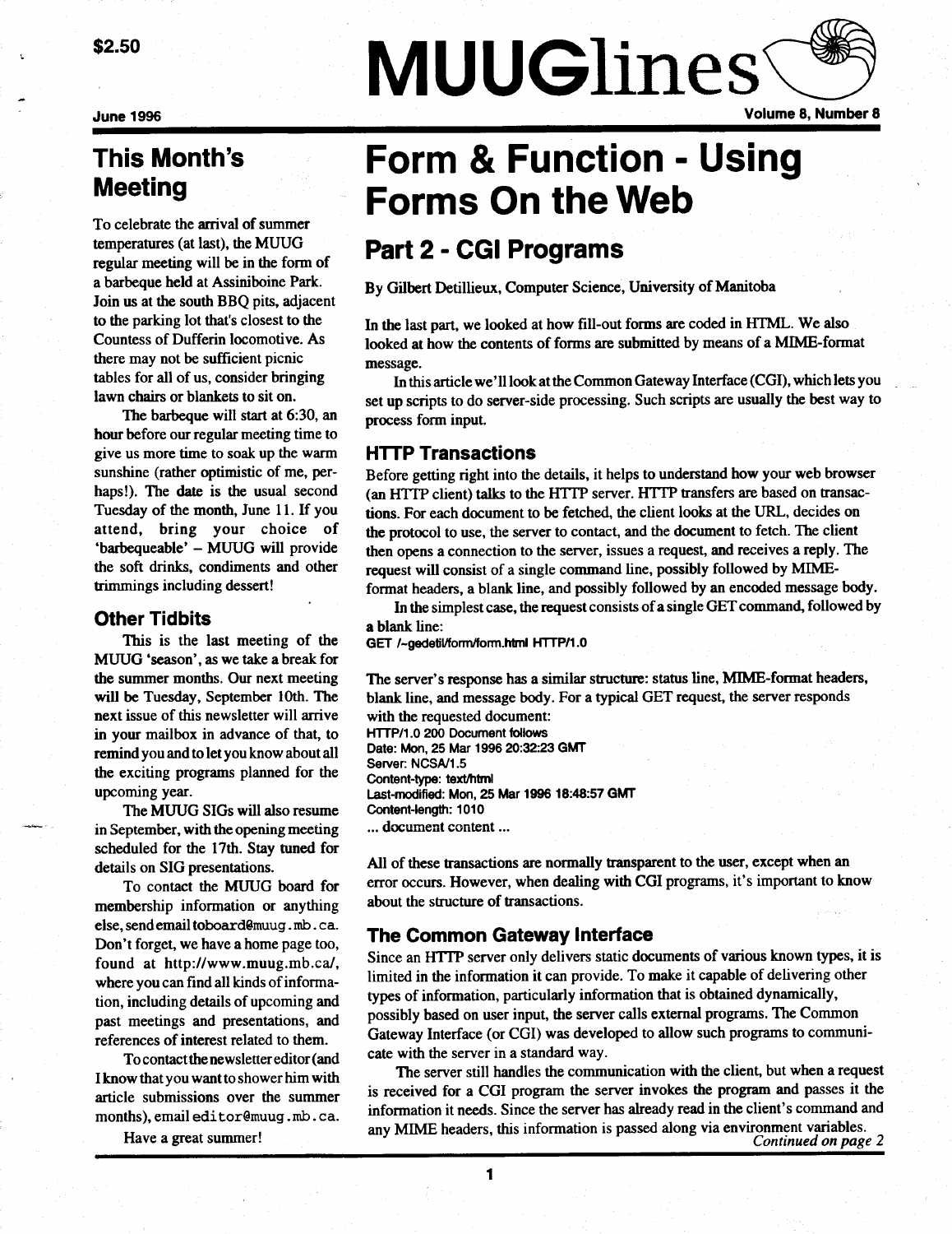$2.50

# MUUGlines

June 1996

## This Month's Meeting

To celebrate the arrival of summer temperatures (at last), the MUUG regular meeting will be in the form of a barbeque held at Assiniboine Park. Join us at the south BBQ pits, adjacent to the parking lot that's closest to the Countess of Dufferin locomotive. As there may not be sufficient picnic tables for all of us, consider bringing lawn chairs or blankets to sit on.

The barbeque will start at 6:30, an hour before our regular meeting time to give us more time to soak up the warm sunshine (rather optimistic of me, perhaps!). The date is the usual second Tuesday of the month, June 11. If you attend, bring your choice of 'barbequeable' – MUUG will provide the soft drinks, condiments and other trimmings including dessert!

### Other Tidbits

This is the last meeting of the MUUG 'season', as we take a break for the summer months. Our next meeting will be Tuesday, September 10th. The next issue of this newsletter will arrive in your mailbox in advance of that, to remind you and to let you know about all the exciting programs planned for the upcoming year.

The MUUG SIGs will also resume in September, with the opening meeting scheduled for the 17th. Stay tuned for details on SIG presentations.

To contact the MUUG board for membership information or anything else, send email to `board@muug.mb.ca`. Don't forget, we have a home page too, found at http://www.muug.mb.ca/, where you can find all kinds of information, including details of upcoming and past meetings and presentations, and references of interest related to them.

To contact the newsletter editor (and I know that you want to shower him with article submissions over the summer months), email `editor@muug.mb.ca`.

Have a great summer!

# Form & Function - Using Forms On the Web

## Part 2 - CGI Programs

By Gilbert Detillieux, Computer Science, University of Manitoba

In the last part, we looked at how fill-out forms are coded in HTML. We also looked at how the contents of forms are submitted by means of a MIME-format message.

In this article we'll look at the Common Gateway Interface (CGI), which lets you set up scripts to do server-side processing. Such scripts are usually the best way to process form input.

### HTTP Transactions

Before getting right into the details, it helps to understand how your web browser (an HTTP client) talks to the HTTP server. HTTP transfers are based on transactions. For each document to be fetched, the client looks at the URL, decides on the protocol to use, the server to contact, and the document to fetch. The client then opens a connection to the server, issues a request, and receives a reply. The request will consist of a single command line, possibly followed by MIME-format headers, a blank line, and possibly followed by an encoded message body.

In the simplest case, the request consists of a single GET command, followed by a blank line:

```
GET /~gedetil/form/form.html HTTP/1.0
```

The server's response has a similar structure: status line, MIME-format headers, blank line, and message body. For a typical GET request, the server responds with the requested document:

```
HTTP/1.0 200 Document follows
Date: Mon, 25 Mar 1996 20:32:23 GMT
Server: NCSA/1.5
Content-type: text/html
Last-modified: Mon, 25 Mar 1996 18:48:57 GMT
Content-length: 1010
... document content ...
```

All of these transactions are normally transparent to the user, except when an error occurs. However, when dealing with CGI programs, it's important to know about the structure of transactions.

### The Common Gateway Interface

Since an HTTP server only delivers static documents of various known types, it is limited in the information it can provide. To make it capable of delivering other types of information, particularly information that is obtained dynamically, possibly based on user input, the server calls external programs. The Common Gateway Interface (or CGI) was developed to allow such programs to communicate with the server in a standard way.

The server still handles the communication with the client, but when a request is received for a CGI program the server invokes the program and passes it the information it needs. Since the server has already read in the client's command and any MIME headers, this information is passed along via environment variables.

*Continued on page 2*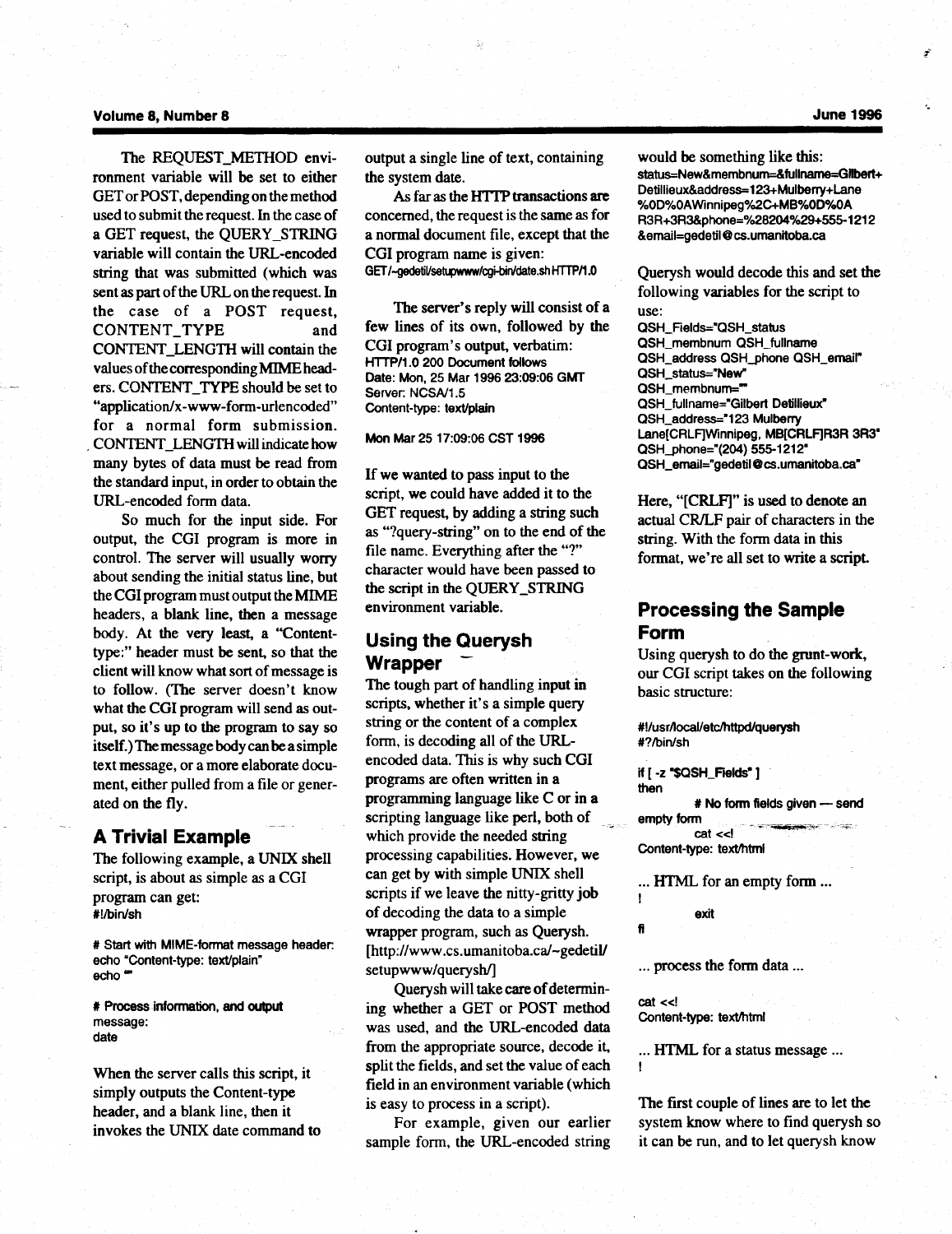The REQUEST_METHOD environment variable will be set to either GET or POST, depending on the method used to submit the request. In the case of a GET request, the QUERY_STRING variable will contain the URL-encoded string that was submitted (which was sent as part of the URL on the request. In the case of a POST request, CONTENT_TYPE and CONTENT_LENGTH will contain the values of the corresponding MIME headers. CONTENT_TYPE should be set to "application/x-www-form-urlencoded" for a normal form submission. CONTENT_LENGTH will indicate how many bytes of data must be read from the standard input, in order to obtain the URL-encoded form data.

So much for the input side. For output, the CGI program is more in control. The server will usually worry about sending the initial status line, but the CGI program must output the MIME headers, a blank line, then a message body. At the very least, a "Content-type:" header must be sent, so that the client will know what sort of message is to follow. (The server doesn't know what the CGI program will send as output, so it's up to the program to say so itself.) The message body can be a simple text message, or a more elaborate document, either pulled from a file or generated on the fly.

## A Trivial Example

The following example, a UNIX shell script, is about as simple as a CGI program can get:

```
#!/bin/sh

# Start with MIME-format message header:
echo "Content-type: text/plain"
echo ""

# Process information, and output
message:
date
```

When the server calls this script, it simply outputs the Content-type header, and a blank line, then it invokes the UNIX date command to output a single line of text, containing the system date.

As far as the HTTP transactions are concerned, the request is the same as for a normal document file, except that the CGI program name is given:

```
GET /~gedetil/setupwww/cgi-bin/date.sh HTTP/1.0
```

The server's reply will consist of a few lines of its own, followed by the CGI program's output, verbatim:

```
HTTP/1.0 200 Document follows
Date: Mon, 25 Mar 1996 23:09:06 GMT
Server: NCSA/1.5
Content-type: text/plain

Mon Mar 25 17:09:06 CST 1996
```

If we wanted to pass input to the script, we could have added it to the GET request, by adding a string such as "?query-string" on to the end of the file name. Everything after the "?" character would have been passed to the script in the QUERY_STRING environment variable.

## Using the Querysh Wrapper

The tough part of handling input in scripts, whether it's a simple query string or the content of a complex form, is decoding all of the URL-encoded data. This is why such CGI programs are often written in a programming language like C or in a scripting language like perl, both of which provide the needed string processing capabilities. However, we can get by with simple UNIX shell scripts if we leave the nitty-gritty job of decoding the data to a simple wrapper program, such as Querysh. [http://www.cs.umanitoba.ca/~gedetil/setupwww/querysh/]

Querysh will take care of determining whether a GET or POST method was used, and the URL-encoded data from the appropriate source, decode it, split the fields, and set the value of each field in an environment variable (which is easy to process in a script).

For example, given our earlier sample form, the URL-encoded string would be something like this:

```
status=New&membnum=&fullname=Gilbert+Detillieux&address=123+Mulberry+Lane%0D%0AWinnipeg%2C+MB%0D%0AR3R+3R3&phone=%28204%29+555-1212&email=gedetil@cs.umanitoba.ca
```

Querysh would decode this and set the following variables for the script to use:

```
QSH_Fields="QSH_status
QSH_membnum QSH_fullname
QSH_address QSH_phone QSH_email"
QSH_status="New"
QSH_membnum=""
QSH_fullname="Gilbert Detillieux"
QSH_address="123 Mulberry
Lane[CRLF]Winnipeg, MB[CRLF]R3R 3R3"
QSH_phone="(204) 555-1212"
QSH_email="gedetil@cs.umanitoba.ca"
```

Here, "[CRLF]" is used to denote an actual CR/LF pair of characters in the string. With the form data in this format, we're all set to write a script.

## Processing the Sample Form

Using querysh to do the grunt-work, our CGI script takes on the following basic structure:

```
#!/usr/local/etc/httpd/querysh
#?/bin/sh

if [ -z "$QSH_Fields" ]
then
        # No form fields given — send
empty form
        cat <<!
Content-type: text/html

... HTML for an empty form ...
!
        exit
fi

... process the form data ...

cat <<!
Content-type: text/html

... HTML for a status message ...
!
```

The first couple of lines are to let the system know where to find querysh so it can be run, and to let querysh know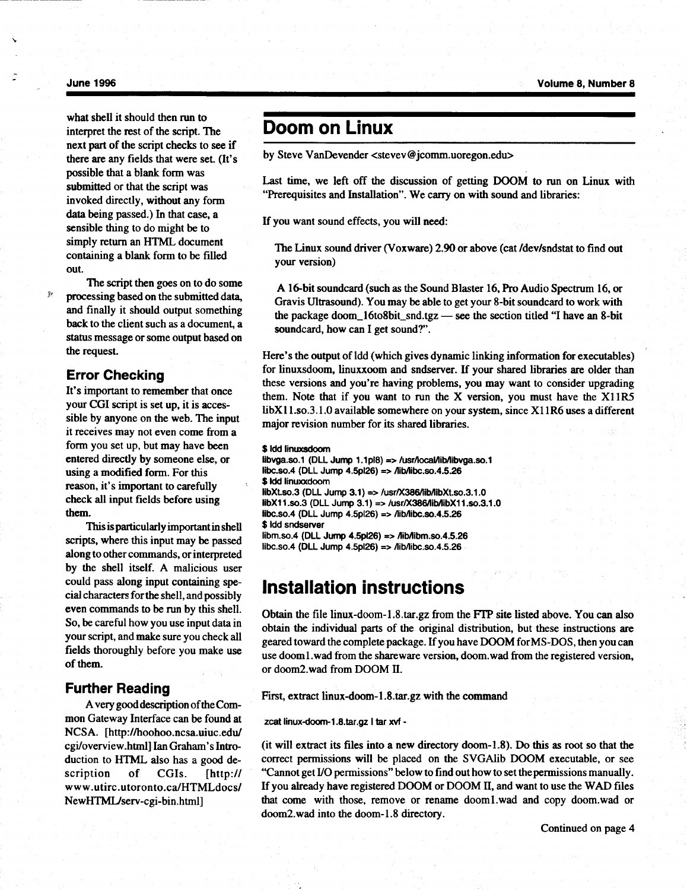what shell it should then run to interpret the rest of the script. The next part of the script checks to see if there are any fields that were set. (It's possible that a blank form was submitted or that the script was invoked directly, without any form data being passed.) In that case, a sensible thing to do might be to simply return an HTML document containing a blank form to be filled out.

The script then goes on to do some processing based on the submitted data, and finally it should output something back to the client such as a document, a status message or some output based on the request.

### Error Checking

It's important to remember that once your CGI script is set up, it is accessible by anyone on the web. The input it receives may not even come from a form you set up, but may have been entered directly by someone else, or using a modified form. For this reason, it's important to carefully check all input fields before using them.

This is particularly important in shell scripts, where this input may be passed along to other commands, or interpreted by the shell itself. A malicious user could pass along input containing special characters for the shell, and possibly even commands to be run by this shell. So, be careful how you use input data in your script, and make sure you check all fields thoroughly before you make use of them.

### Further Reading

A very good description of the Common Gateway Interface can be found at NCSA. [http://hoohoo.ncsa.uiuc.edu/cgi/overview.html] Ian Graham's Introduction to HTML also has a good description of CGIs. [http://www.utirc.utoronto.ca/HTMLdocs/NewHTML/serv-cgi-bin.html]

## Doom on Linux

by Steve VanDevender <stevev@jcomm.uoregon.edu>

Last time, we left off the discussion of getting DOOM to run on Linux with "Prerequisites and Installation". We carry on with sound and libraries:

If you want sound effects, you will need:

The Linux sound driver (Voxware) 2.90 or above (cat /dev/sndstat to find out your version)

A 16-bit soundcard (such as the Sound Blaster 16, Pro Audio Spectrum 16, or Gravis Ultrasound). You may be able to get your 8-bit soundcard to work with the package doom_16to8bit_snd.tgz — see the section titled "I have an 8-bit soundcard, how can I get sound?".

Here's the output of ldd (which gives dynamic linking information for executables) for linuxsdoom, linuxxoom and sndserver. If your shared libraries are older than these versions and you're having problems, you may want to consider upgrading them. Note that if you want to run the X version, you must have the X11R5 libX11.so.3.1.0 available somewhere on your system, since X11R6 uses a different major revision number for its shared libraries.

```
$ ldd linuxsdoom
libvga.so.1 (DLL Jump 1.1pl8) => /usr/local/lib/libvga.so.1
libc.so.4 (DLL Jump 4.5pl26) => /lib/libc.so.4.5.26
$ ldd linuxxdoom
libXt.so.3 (DLL Jump 3.1) => /usr/X386/lib/libXt.so.3.1.0
libX11.so.3 (DLL Jump 3.1) => /usr/X386/lib/libX11.so.3.1.0
libc.so.4 (DLL Jump 4.5pl26) => /lib/libc.so.4.5.26
$ ldd sndserver
libm.so.4 (DLL Jump 4.5pl26) => /lib/libm.so.4.5.26
libc.so.4 (DLL Jump 4.5pl26) => /lib/libc.so.4.5.26
```

## Installation instructions

Obtain the file linux-doom-1.8.tar.gz from the FTP site listed above. You can also obtain the individual parts of the original distribution, but these instructions are geared toward the complete package. If you have DOOM for MS-DOS, then you can use doom1.wad from the shareware version, doom.wad from the registered version, or doom2.wad from DOOM II.

First, extract linux-doom-1.8.tar.gz with the command

```
zcat linux-doom-1.8.tar.gz | tar xvf -
```

(it will extract its files into a new directory doom-1.8). Do this as root so that the correct permissions will be placed on the SVGAlib DOOM executable, or see "Cannot get I/O permissions" below to find out how to set the permissions manually. If you already have registered DOOM or DOOM II, and want to use the WAD files that come with those, remove or rename doom1.wad and copy doom.wad or doom2.wad into the doom-1.8 directory.

Continued on page 4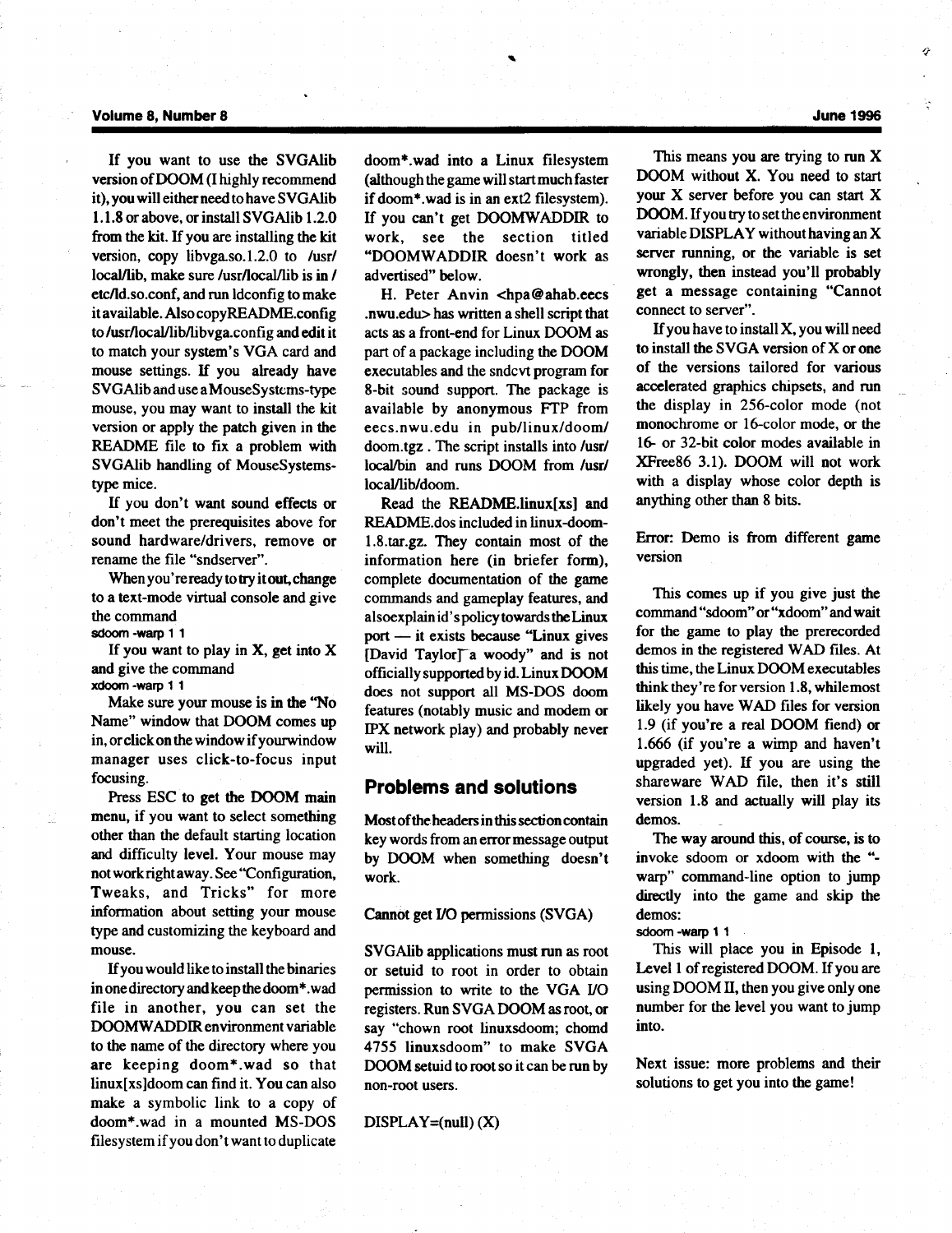If you want to use the SVGAlib version of DOOM (I highly recommend it), you will either need to have SVGAlib 1.1.8 or above, or install SVGAlib 1.2.0 from the kit. If you are installing the kit version, copy libvga.so.1.2.0 to /usr/local/lib, make sure /usr/local/lib is in /etc/ld.so.conf, and run ldconfig to make it available. Also copy README.config to /usr/local/lib/libvga.config and edit it to match your system's VGA card and mouse settings. If you already have SVGAlib and use a MouseSystems-type mouse, you may want to install the kit version or apply the patch given in the README file to fix a problem with SVGAlib handling of MouseSystems-type mice.

If you don't want sound effects or don't meet the prerequisites above for sound hardware/drivers, remove or rename the file "sndserver".

When you're ready to try it out, change to a text-mode virtual console and give the command

```
sdoom -warp 1 1
```

If you want to play in X, get into X and give the command

```
xdoom -warp 1 1
```

Make sure your mouse is in the "No Name" window that DOOM comes up in, or click on the window if your window manager uses click-to-focus input focusing.

Press ESC to get the DOOM main menu, if you want to select something other than the default starting location and difficulty level. Your mouse may not work right away. See "Configuration, Tweaks, and Tricks" for more information about setting your mouse type and customizing the keyboard and mouse.

If you would like to install the binaries in one directory and keep the doom*.wad file in another, you can set the DOOMWADDIR environment variable to the name of the directory where you are keeping doom*.wad so that linux[xs]doom can find it. You can also make a symbolic link to a copy of doom*.wad in a mounted MS-DOS filesystem if you don't want to duplicate doom*.wad into a Linux filesystem (although the game will start much faster if doom*.wad is in an ext2 filesystem). If you can't get DOOMWADDIR to work, see the section titled "DOOMWADDIR doesn't work as advertised" below.

H. Peter Anvin <hpa@ahab.eecs.nwu.edu> has written a shell script that acts as a front-end for Linux DOOM as part of a package including the DOOM executables and the sndcvt program for 8-bit sound support. The package is available by anonymous FTP from eecs.nwu.edu in pub/linux/doom/doom.tgz . The script installs into /usr/local/bin and runs DOOM from /usr/local/lib/doom.

Read the README.linux[xs] and README.dos included in linux-doom-1.8.tar.gz. They contain most of the information here (in briefer form), complete documentation of the game commands and gameplay features, and also explain id's policy towards the Linux port — it exists because "Linux gives [David Taylor] a woody" and is not officially supported by id. Linux DOOM does not support all MS-DOS doom features (notably music and modem or IPX network play) and probably never will.

## Problems and solutions

Most of the headers in this section contain key words from an error message output by DOOM when something doesn't work.

### Cannot get I/O permissions (SVGA)

SVGAlib applications must run as root or setuid to root in order to obtain permission to write to the VGA I/O registers. Run SVGA DOOM as root, or say "chown root linuxsdoom; chomd 4755 linuxsdoom" to make SVGA DOOM setuid to root so it can be run by non-root users.

### DISPLAY=(null) (X)

This means you are trying to run X DOOM without X. You need to start your X server before you can start X DOOM. If you try to set the environment variable DISPLAY without having an X server running, or the variable is set wrongly, then instead you'll probably get a message containing "Cannot connect to server".

If you have to install X, you will need to install the SVGA version of X or one of the versions tailored for various accelerated graphics chipsets, and run the display in 256-color mode (not monochrome or 16-color mode, or the 16- or 32-bit color modes available in XFree86 3.1). DOOM will not work with a display whose color depth is anything other than 8 bits.

### Error: Demo is from different game version

This comes up if you give just the command "sdoom" or "xdoom" and wait for the game to play the prerecorded demos in the registered WAD files. At this time, the Linux DOOM executables think they're for version 1.8, while most likely you have WAD files for version 1.9 (if you're a real DOOM fiend) or 1.666 (if you're a wimp and haven't upgraded yet). If you are using the shareware WAD file, then it's still version 1.8 and actually will play its demos.

The way around this, of course, is to invoke sdoom or xdoom with the "-warp" command-line option to jump directly into the game and skip the demos:

```
sdoom -warp 1 1
```

This will place you in Episode 1, Level 1 of registered DOOM. If you are using DOOM II, then you give only one number for the level you want to jump into.

Next issue: more problems and their solutions to get you into the game!